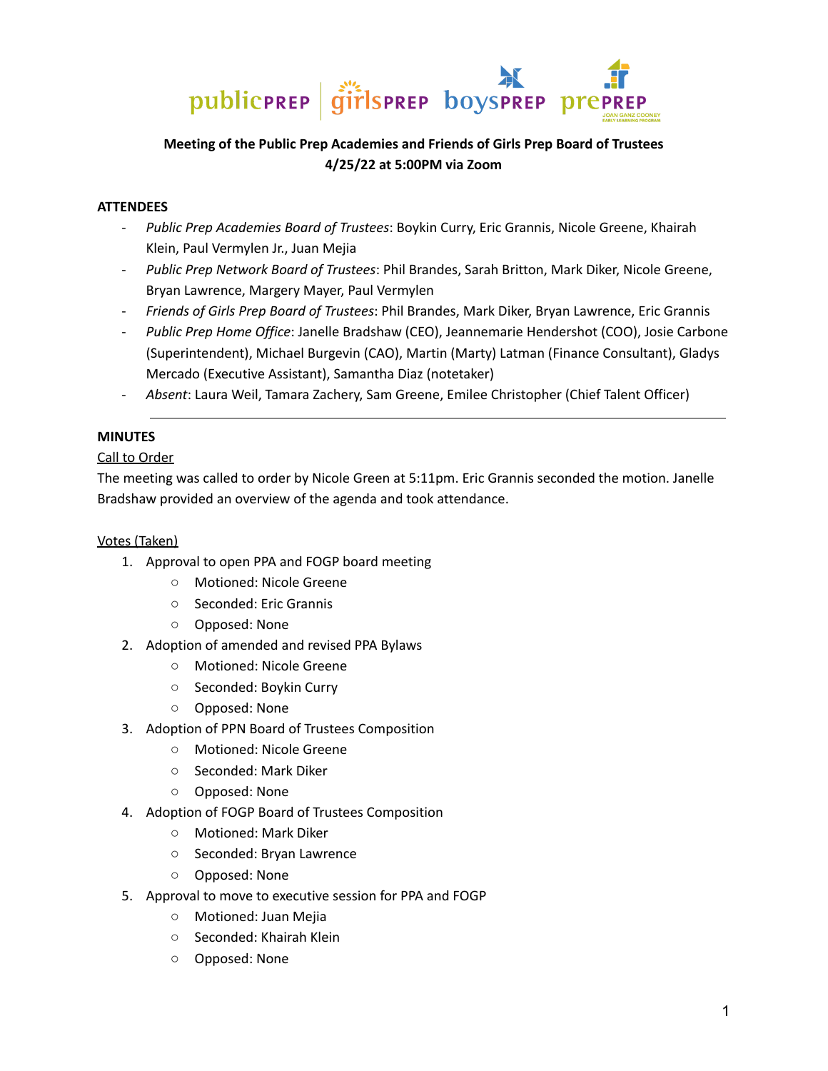**Meeting of the Public Prep Academies and Friends of Girls Prep Board of Trustees**
**4/25/22 at 5:00PM via Zoom**

**ATTENDEES**

- *Public Prep Academies Board of Trustees*: Boykin Curry, Eric Grannis, Nicole Greene, Khairah Klein, Paul Vermylen Jr., Juan Mejia
- *Public Prep Network Board of Trustees*: Phil Brandes, Sarah Britton, Mark Diker, Nicole Greene, Bryan Lawrence, Margery Mayer, Paul Vermylen
- *Friends of Girls Prep Board of Trustees*: Phil Brandes, Mark Diker, Bryan Lawrence, Eric Grannis
- *Public Prep Home Office*: Janelle Bradshaw (CEO), Jeannemarie Hendershot (COO), Josie Carbone (Superintendent), Michael Burgevin (CAO), Martin (Marty) Latman (Finance Consultant), Gladys Mercado (Executive Assistant), Samantha Diaz (notetaker)
- *Absent*: Laura Weil, Tamara Zachery, Sam Greene, Emilee Christopher (Chief Talent Officer)

---

**MINUTES**

Call to Order

The meeting was called to order by Nicole Green at 5:11pm. Eric Grannis seconded the motion. Janelle Bradshaw provided an overview of the agenda and took attendance.

Votes (Taken)

1. Approval to open PPA and FOGP board meeting
   - Motioned: Nicole Greene
   - Seconded: Eric Grannis
   - Opposed: None
2. Adoption of amended and revised PPA Bylaws
   - Motioned: Nicole Greene
   - Seconded: Boykin Curry
   - Opposed: None
3. Adoption of PPN Board of Trustees Composition
   - Motioned: Nicole Greene
   - Seconded: Mark Diker
   - Opposed: None
4. Adoption of FOGP Board of Trustees Composition
   - Motioned: Mark Diker
   - Seconded: Bryan Lawrence
   - Opposed: None
5. Approval to move to executive session for PPA and FOGP
   - Motioned: Juan Mejia
   - Seconded: Khairah Klein
   - Opposed: None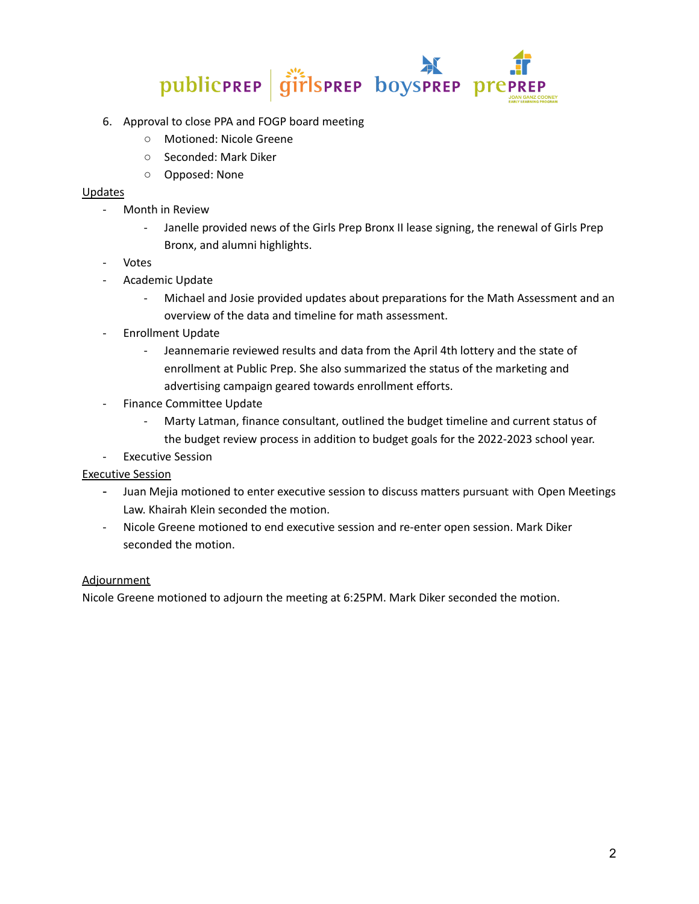6. Approval to close PPA and FOGP board meeting
    - Motioned: Nicole Greene
    - Seconded: Mark Diker
    - Opposed: None

Updates

- Month in Review
    - Janelle provided news of the Girls Prep Bronx II lease signing, the renewal of Girls Prep Bronx, and alumni highlights.
- Votes
- Academic Update
    - Michael and Josie provided updates about preparations for the Math Assessment and an overview of the data and timeline for math assessment.
- Enrollment Update
    - Jeannemarie reviewed results and data from the April 4th lottery and the state of enrollment at Public Prep. She also summarized the status of the marketing and advertising campaign geared towards enrollment efforts.
- Finance Committee Update
    - Marty Latman, finance consultant, outlined the budget timeline and current status of the budget review process in addition to budget goals for the 2022-2023 school year.
- Executive Session

Executive Session

- Juan Mejia motioned to enter executive session to discuss matters pursuant with Open Meetings Law. Khairah Klein seconded the motion.
- Nicole Greene motioned to end executive session and re-enter open session. Mark Diker seconded the motion.

Adjournment

Nicole Greene motioned to adjourn the meeting at 6:25PM. Mark Diker seconded the motion.